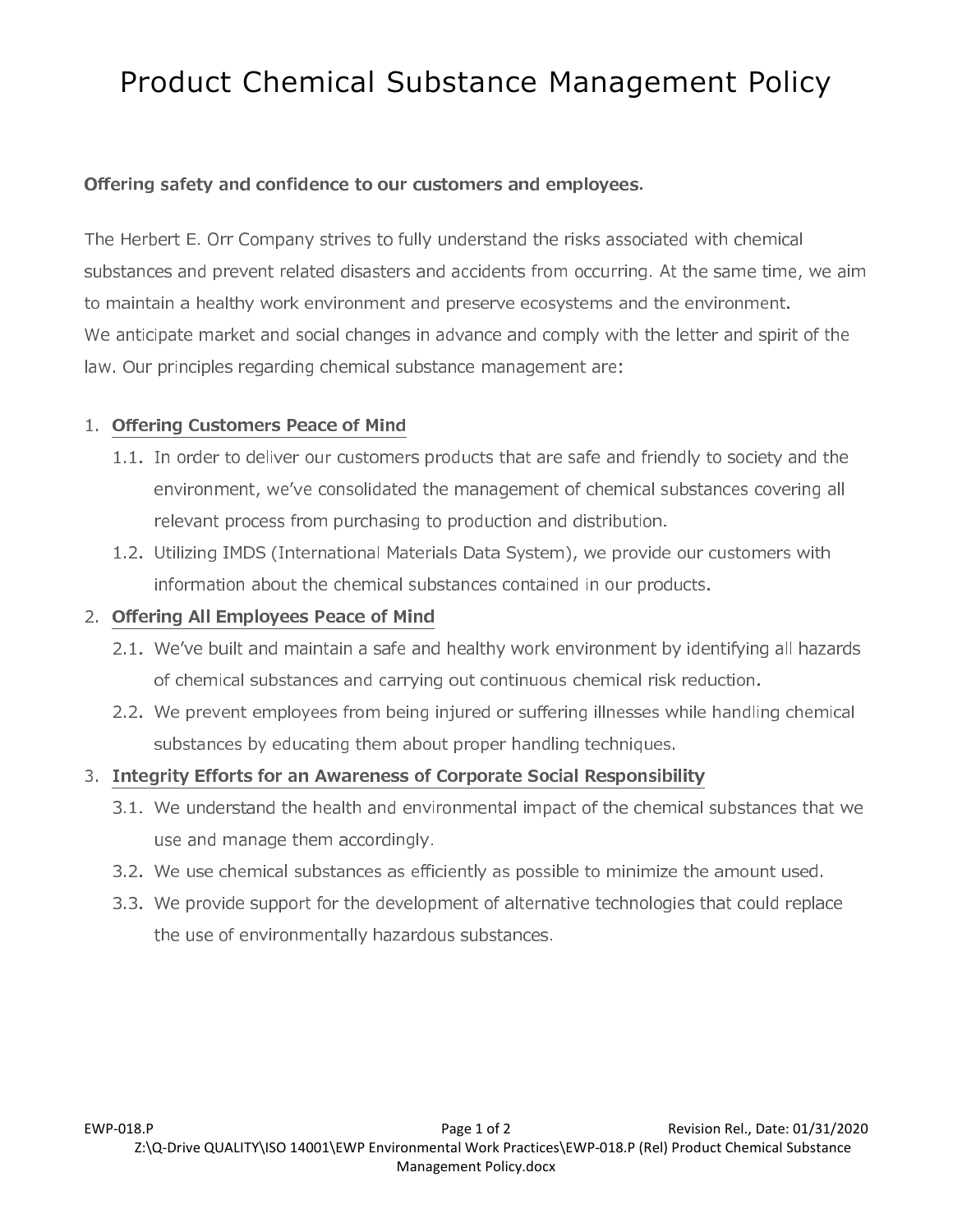# Product Chemical Substance Management Policy

**Offering safety and confidence to our customers and employees.**

The Herbert E. Orr Company strives to fully understand the risks associated with chemical substances and prevent related disasters and accidents from occurring. At the same time, we aim to maintain a healthy work environment and preserve ecosystems and the environment.
We anticipate market and social changes in advance and comply with the letter and spirit of the law. Our principles regarding chemical substance management are:

1. **Offering Customers Peace of Mind**
   1.1. In order to deliver our customers products that are safe and friendly to society and the environment, we've consolidated the management of chemical substances covering all relevant process from purchasing to production and distribution.
   1.2. Utilizing IMDS (International Materials Data System), we provide our customers with information about the chemical substances contained in our products.
2. **Offering All Employees Peace of Mind**
   2.1. We've built and maintain a safe and healthy work environment by identifying all hazards of chemical substances and carrying out continuous chemical risk reduction.
   2.2. We prevent employees from being injured or suffering illnesses while handling chemical substances by educating them about proper handling techniques.
3. **Integrity Efforts for an Awareness of Corporate Social Responsibility**
   3.1. We understand the health and environmental impact of the chemical substances that we use and manage them accordingly.
   3.2. We use chemical substances as efficiently as possible to minimize the amount used.
   3.3. We provide support for the development of alternative technologies that could replace the use of environmentally hazardous substances.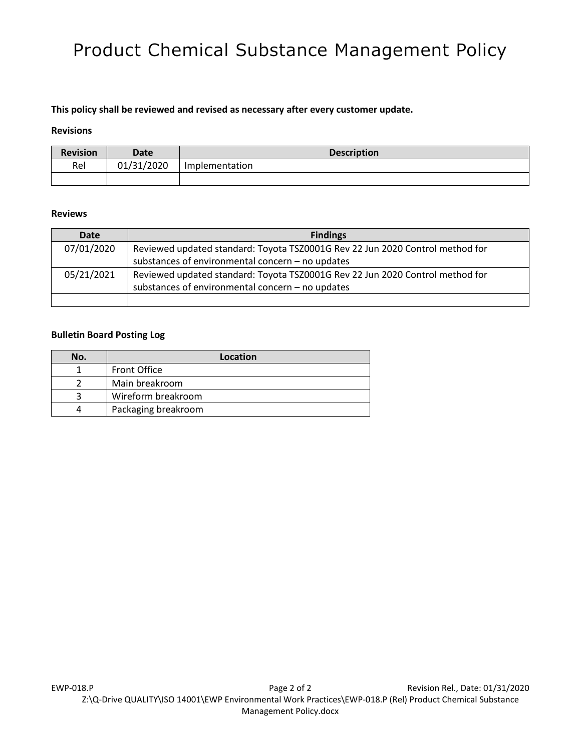# Product Chemical Substance Management Policy

**This policy shall be reviewed and revised as necessary after every customer update.**

**Revisions**

| Revision | Date | Description |
|---|---|---|
| Rel | 01/31/2020 | Implementation |
| | | |

**Reviews**

| Date | Findings |
|---|---|
| 07/01/2020 | Reviewed updated standard: Toyota TSZ0001G Rev 22 Jun 2020 Control method for substances of environmental concern – no updates |
| 05/21/2021 | Reviewed updated standard: Toyota TSZ0001G Rev 22 Jun 2020 Control method for substances of environmental concern – no updates |
| | |

**Bulletin Board Posting Log**

| No. | Location |
|---|---|
| 1 | Front Office |
| 2 | Main breakroom |
| 3 | Wireform breakroom |
| 4 | Packaging breakroom |